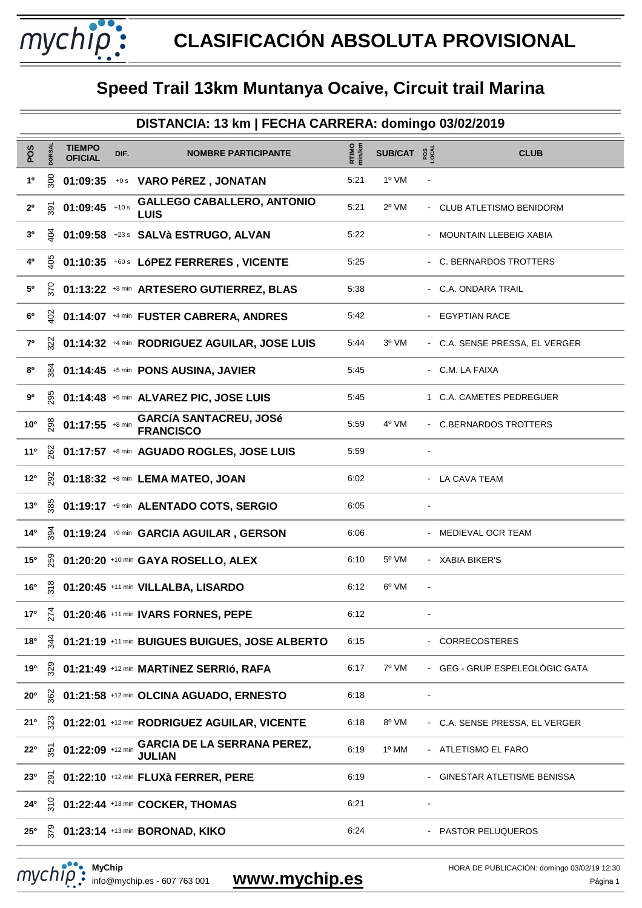# CLASIFICACIÓN ABSOLUTA PROVISIONAL

## Speed Trail 13km Muntanya Ocaive, Circuit trail Marina

### DISTANCIA: 13 km | FECHA CARRERA: domingo 03/02/2019

| POS | DORSAL | TIEMPO OFICIAL | DIF. | NOMBRE PARTICIPANTE | RTIMO min/km | SUB/CAT | POS LOCAL | CLUB |
|---|---|---|---|---|---|---|---|---|
| 1º | 300 | 01:09:35 | +0 s | VARO PéREZ , JONATAN | 5:21 | 1º VM | - | |
| 2º | 391 | 01:09:45 | +10 s | GALLEGO CABALLERO, ANTONIO LUIS | 5:21 | 2º VM | - | CLUB ATLETISMO BENIDORM |
| 3º | 404 | 01:09:58 | +23 s | SALVà ESTRUGO, ALVAN | 5:22 | | - | MOUNTAIN LLEBEIG XABIA |
| 4º | 405 | 01:10:35 | +60 s | LóPEZ FERRERES , VICENTE | 5:25 | | - | C. BERNARDOS TROTTERS |
| 5º | 370 | 01:13:22 | +3 min | ARTESERO GUTIERREZ, BLAS | 5:38 | | - | C.A. ONDARA TRAIL |
| 6º | 402 | 01:14:07 | +4 min | FUSTER CABRERA, ANDRES | 5:42 | | - | EGYPTIAN RACE |
| 7º | 322 | 01:14:32 | +4 min | RODRIGUEZ AGUILAR, JOSE LUIS | 5:44 | 3º VM | - | C.A. SENSE PRESSA, EL VERGER |
| 8º | 384 | 01:14:45 | +5 min | PONS AUSINA, JAVIER | 5:45 | | - | C.M. LA FAIXA |
| 9º | 295 | 01:14:48 | +5 min | ALVAREZ PIC, JOSE LUIS | 5:45 | | 1 | C.A. CAMETES PEDREGUER |
| 10º | 298 | 01:17:55 | +8 min | GARCíA SANTACREU, JOSé FRANCISCO | 5:59 | 4º VM | - | C.BERNARDOS TROTTERS |
| 11º | 262 | 01:17:57 | +8 min | AGUADO ROGLES, JOSE LUIS | 5:59 | | - | |
| 12º | 292 | 01:18:32 | +8 min | LEMA MATEO, JOAN | 6:02 | | - | LA CAVA TEAM |
| 13º | 385 | 01:19:17 | +9 min | ALENTADO COTS, SERGIO | 6:05 | | - | |
| 14º | 394 | 01:19:24 | +9 min | GARCIA AGUILAR , GERSON | 6:06 | | - | MEDIEVAL OCR TEAM |
| 15º | 259 | 01:20:20 | +10 min | GAYA ROSELLO, ALEX | 6:10 | 5º VM | - | XABIA BIKER'S |
| 16º | 318 | 01:20:45 | +11 min | VILLALBA, LISARDO | 6:12 | 6º VM | - | |
| 17º | 274 | 01:20:46 | +11 min | IVARS FORNES, PEPE | 6:12 | | - | |
| 18º | 344 | 01:21:19 | +11 min | BUIGUES BUIGUES, JOSE ALBERTO | 6:15 | | - | CORRECOSTERES |
| 19º | 329 | 01:21:49 | +12 min | MARTíNEZ SERRIó, RAFA | 6:17 | 7º VM | - | GEG - GRUP ESPELEOLÒGIC GATA |
| 20º | 362 | 01:21:58 | +12 min | OLCINA AGUADO, ERNESTO | 6:18 | | - | |
| 21º | 323 | 01:22:01 | +12 min | RODRIGUEZ AGUILAR, VICENTE | 6:18 | 8º VM | - | C.A. SENSE PRESSA, EL VERGER |
| 22º | 351 | 01:22:09 | +12 min | GARCIA DE LA SERRANA PEREZ, JULIAN | 6:19 | 1º MM | - | ATLETISMO EL FARO |
| 23º | 291 | 01:22:10 | +12 min | FLUXà FERRER, PERE | 6:19 | | - | GINESTAR ATLETISME BENISSA |
| 24º | 310 | 01:22:44 | +13 min | COCKER, THOMAS | 6:21 | | - | |
| 25º | 379 | 01:23:14 | +13 min | BORONAD, KIKO | 6:24 | | - | PASTOR PELUQUEROS |

MyChip
info@mychip.es - 607 763 001
www.mychip.es

HORA DE PUBLICACIÓN: domingo 03/02/19 12:30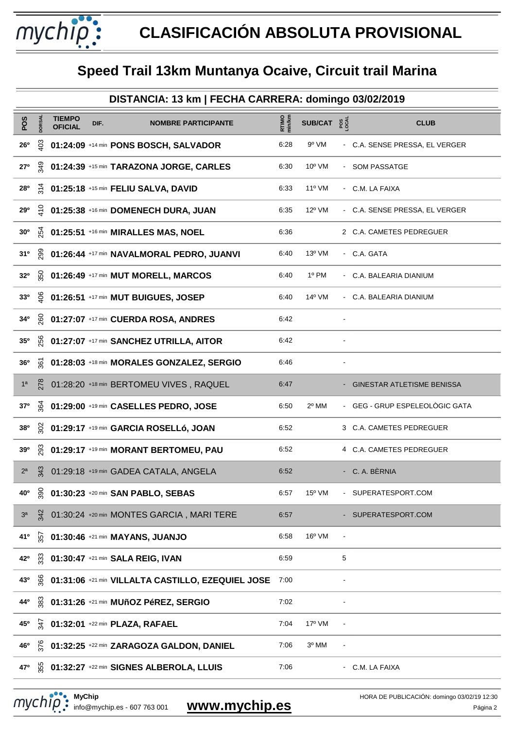# CLASIFICACIÓN ABSOLUTA PROVISIONAL

## Speed Trail 13km Muntanya Ocaive, Circuit trail Marina

### DISTANCIA: 13 km | FECHA CARRERA: domingo 03/02/2019

| POS | DORSAL | TIEMPO OFICIAL | DIF. | NOMBRE PARTICIPANTE | RTIMO min/km | SUB/CAT | POS LOCAL | CLUB |
|---|---|---|---|---|---|---|---|---|
| 26º | 403 | 01:24:09 | +14 min | PONS BOSCH, SALVADOR | 6:28 | 9º VM | - | C.A. SENSE PRESSA, EL VERGER |
| 27º | 349 | 01:24:39 | +15 min | TARAZONA JORGE, CARLES | 6:30 | 10º VM | - | SOM PASSATGE |
| 28º | 314 | 01:25:18 | +15 min | FELIU SALVA, DAVID | 6:33 | 11º VM | - | C.M. LA FAIXA |
| 29º | 410 | 01:25:38 | +16 min | DOMENECH DURA, JUAN | 6:35 | 12º VM | - | C.A. SENSE PRESSA, EL VERGER |
| 30º | 254 | 01:25:51 | +16 min | MIRALLES MAS, NOEL | 6:36 | | 2 | C.A. CAMETES PEDREGUER |
| 31º | 299 | 01:26:44 | +17 min | NAVALMORAL PEDRO, JUANVI | 6:40 | 13º VM | - | C.A. GATA |
| 32º | 350 | 01:26:49 | +17 min | MUT MORELL, MARCOS | 6:40 | 1º PM | - | C.A. BALEARIA DIANIUM |
| 33º | 406 | 01:26:51 | +17 min | MUT BUIGUES, JOSEP | 6:40 | 14º VM | - | C.A. BALEARIA DIANIUM |
| 34º | 260 | 01:27:07 | +17 min | CUERDA ROSA, ANDRES | 6:42 | | - | |
| 35º | 256 | 01:27:07 | +17 min | SANCHEZ UTRILLA, AITOR | 6:42 | | - | |
| 36º | 361 | 01:28:03 | +18 min | MORALES GONZALEZ, SERGIO | 6:46 | | - | |
| 1ª | 278 | 01:28:20 | +18 min | BERTOMEU VIVES , RAQUEL | 6:47 | | - | GINESTAR ATLETISME BENISSA |
| 37º | 364 | 01:29:00 | +19 min | CASELLES PEDRO, JOSE | 6:50 | 2º MM | - | GEG - GRUP ESPELEOLÒGIC GATA |
| 38º | 302 | 01:29:17 | +19 min | GARCIA ROSELLó, JOAN | 6:52 | | 3 | C.A. CAMETES PEDREGUER |
| 39º | 293 | 01:29:17 | +19 min | MORANT BERTOMEU, PAU | 6:52 | | 4 | C.A. CAMETES PEDREGUER |
| 2ª | 343 | 01:29:18 | +19 min | GADEA CATALA, ANGELA | 6:52 | | - | C. A. BÈRNIA |
| 40º | 390 | 01:30:23 | +20 min | SAN PABLO, SEBAS | 6:57 | 15º VM | - | SUPERATESPORT.COM |
| 3ª | 342 | 01:30:24 | +20 min | MONTES GARCIA , MARI TERE | 6:57 | | - | SUPERATESPORT.COM |
| 41º | 357 | 01:30:46 | +21 min | MAYANS, JUANJO | 6:58 | 16º VM | - | |
| 42º | 333 | 01:30:47 | +21 min | SALA REIG, IVAN | 6:59 | | 5 | |
| 43º | 366 | 01:31:06 | +21 min | VILLALTA CASTILLO, EZEQUIEL JOSE | 7:00 | | - | |
| 44º | 383 | 01:31:26 | +21 min | MUñOZ PéREZ, SERGIO | 7:02 | | - | |
| 45º | 347 | 01:32:01 | +22 min | PLAZA, RAFAEL | 7:04 | 17º VM | - | |
| 46º | 376 | 01:32:25 | +22 min | ZARAGOZA GALDON, DANIEL | 7:06 | 3º MM | - | |
| 47º | 355 | 01:32:27 | +22 min | SIGNES ALBEROLA, LLUIS | 7:06 | | - | C.M. LA FAIXA |

MyChip
info@mychip.es - 607 763 001 **www.mychip.es**

HORA DE PUBLICACIÓN: domingo 03/02/19 12:30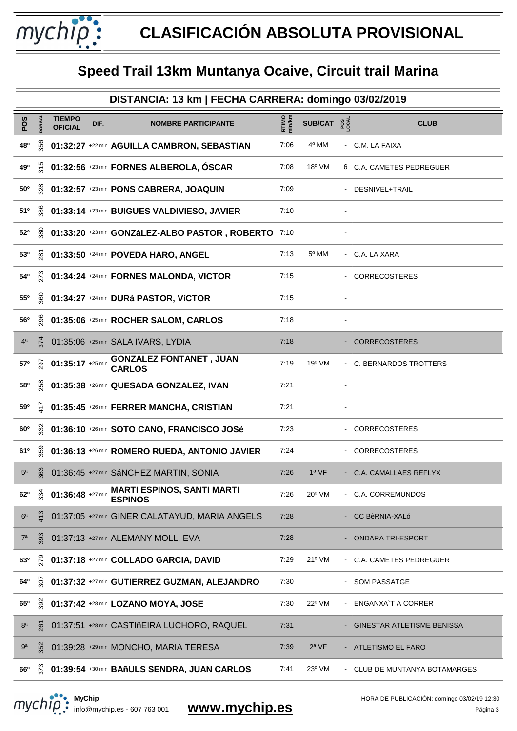# CLASIFICACIÓN ABSOLUTA PROVISIONAL

## Speed Trail 13km Muntanya Ocaive, Circuit trail Marina

### DISTANCIA: 13 km | FECHA CARRERA: domingo 03/02/2019

| POS | DORSAL | TIEMPO OFICIAL | DIF. | NOMBRE PARTICIPANTE | RTIMO min/km | SUB/CAT | POS LOCAL | CLUB |
|---|---|---|---|---|---|---|---|---|
| 48º | 356 | **01:32:27** | +22 min | **AGUILLA CAMBRON, SEBASTIAN** | 7:06 | 4º MM | - | C.M. LA FAIXA |
| 49º | 315 | **01:32:56** | +23 min | **FORNES ALBEROLA, ÓSCAR** | 7:08 | 18º VM | 6 | C.A. CAMETES PEDREGUER |
| 50º | 328 | **01:32:57** | +23 min | **PONS CABRERA, JOAQUIN** | 7:09 | | - | DESNIVEL+TRAIL |
| 51º | 386 | **01:33:14** | +23 min | **BUIGUES VALDIVIESO, JAVIER** | 7:10 | | - | |
| 52º | 380 | **01:33:20** | +23 min | **GONZáLEZ-ALBO PASTOR , ROBERTO** | 7:10 | | - | |
| 53º | 281 | **01:33:50** | +24 min | **POVEDA HARO, ANGEL** | 7:13 | 5º MM | - | C.A. LA XARA |
| 54º | 273 | **01:34:24** | +24 min | **FORNES MALONDA, VICTOR** | 7:15 | | - | CORRECOSTERES |
| 55º | 360 | **01:34:27** | +24 min | **DURá PASTOR, VíCTOR** | 7:15 | | - | |
| 56º | 296 | **01:35:06** | +25 min | **ROCHER SALOM, CARLOS** | 7:18 | | - | |
| 4ª | 374 | 01:35:06 | +25 min | SALA IVARS, LYDIA | 7:18 | | - | CORRECOSTERES |
| 57º | 297 | **01:35:17** | +25 min | **GONZALEZ FONTANET , JUAN CARLOS** | 7:19 | 19º VM | - | C. BERNARDOS TROTTERS |
| 58º | 258 | **01:35:38** | +26 min | **QUESADA GONZALEZ, IVAN** | 7:21 | | - | |
| 59º | 417 | **01:35:45** | +26 min | **FERRER MANCHA, CRISTIAN** | 7:21 | | - | |
| 60º | 332 | **01:36:10** | +26 min | **SOTO CANO, FRANCISCO JOSé** | 7:23 | | - | CORRECOSTERES |
| 61º | 359 | **01:36:13** | +26 min | **ROMERO RUEDA, ANTONIO JAVIER** | 7:24 | | - | CORRECOSTERES |
| 5ª | 363 | 01:36:45 | +27 min | SáNCHEZ MARTIN, SONIA | 7:26 | 1ª VF | - | C.A. CAMALLAES REFLYX |
| 62º | 334 | **01:36:48** | +27 min | **MARTI ESPINOS, SANTI MARTI ESPINOS** | 7:26 | 20º VM | - | C.A. CORREMUNDOS |
| 6ª | 413 | 01:37:05 | +27 min | GINER CALATAYUD, MARIA ANGELS | 7:28 | | - | CC BèRNIA-XALó |
| 7ª | 393 | 01:37:13 | +27 min | ALEMANY MOLL, EVA | 7:28 | | - | ONDARA TRI-ESPORT |
| 63º | 279 | **01:37:18** | +27 min | **COLLADO GARCIA, DAVID** | 7:29 | 21º VM | - | C.A. CAMETES PEDREGUER |
| 64º | 307 | **01:37:32** | +27 min | **GUTIERREZ GUZMAN, ALEJANDRO** | 7:30 | | - | SOM PASSATGE |
| 65º | 392 | **01:37:42** | +28 min | **LOZANO MOYA, JOSE** | 7:30 | 22º VM | - | ENGANXA`T A CORRER |
| 8ª | 261 | 01:37:51 | +28 min | CASTIñEIRA LUCHORO, RAQUEL | 7:31 | | - | GINESTAR ATLETISME BENISSA |
| 9ª | 352 | 01:39:28 | +29 min | MONCHO, MARIA TERESA | 7:39 | 2ª VF | - | ATLETISMO EL FARO |
| 66º | 373 | **01:39:54** | +30 min | **BAñULS SENDRA, JUAN CARLOS** | 7:41 | 23º VM | - | CLUB DE MUNTANYA BOTAMARGES |

MyChip
info@mychip.es - 607 763 001
**www.mychip.es**
HORA DE PUBLICACIÓN: domingo 03/02/19 12:30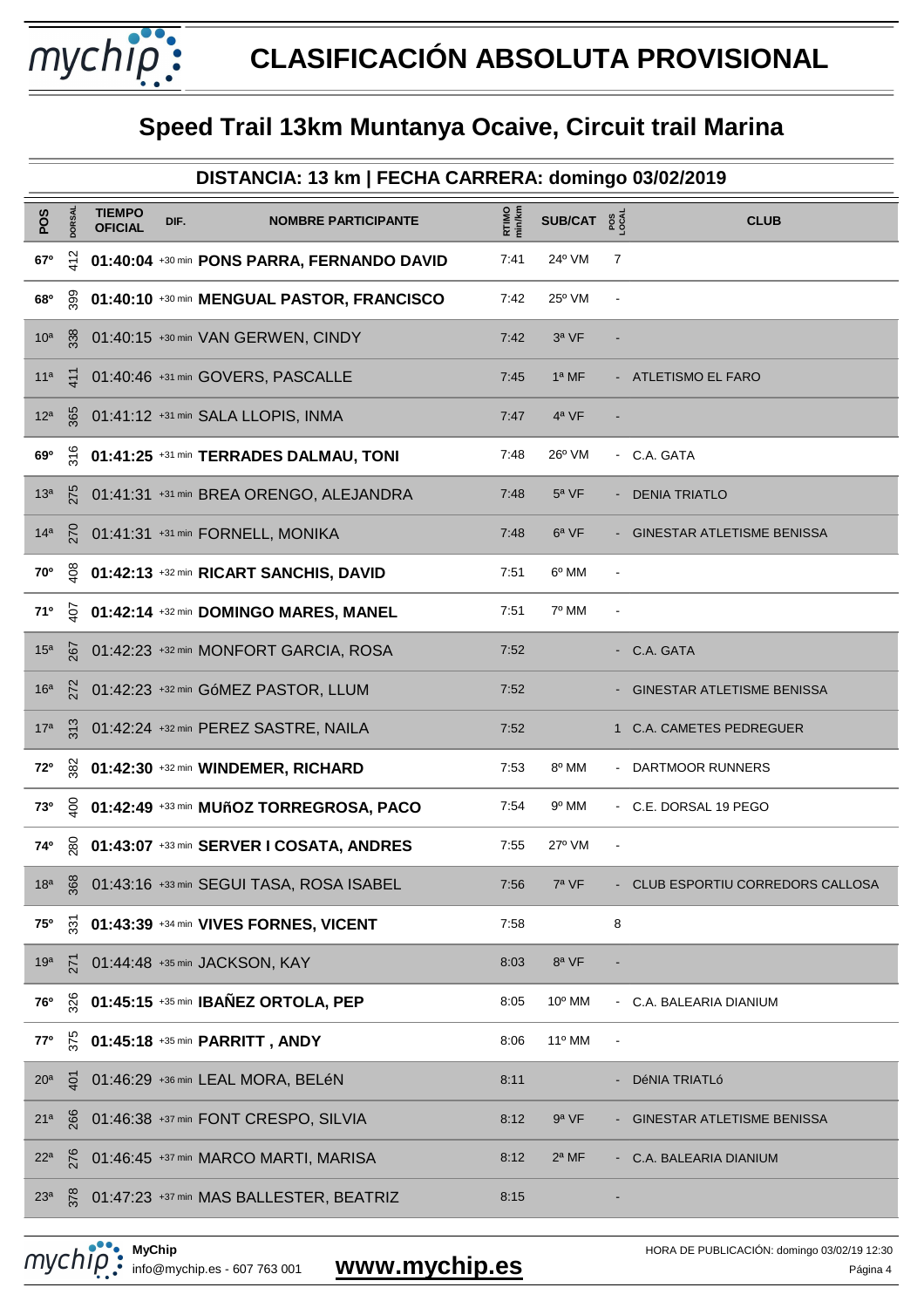# CLASIFICACIÓN ABSOLUTA PROVISIONAL

## Speed Trail 13km Muntanya Ocaive, Circuit trail Marina

### DISTANCIA: 13 km | FECHA CARRERA: domingo 03/02/2019

| POS | DORSAL | TIEMPO OFICIAL | DIF. | NOMBRE PARTICIPANTE | RTIMO min/km | SUB/CAT | POS LOCAL | CLUB |
|---|---|---|---|---|---|---|---|---|
| 67º | 412 | **01:40:04** | +30 min | **PONS PARRA, FERNANDO DAVID** | 7:41 | 24º VM | 7 | |
| 68º | 399 | **01:40:10** | +30 min | **MENGUAL PASTOR, FRANCISCO** | 7:42 | 25º VM | - | |
| 10ª | 338 | 01:40:15 | +30 min | VAN GERWEN, CINDY | 7:42 | 3ª VF | - | |
| 11ª | 411 | 01:40:46 | +31 min | GOVERS, PASCALLE | 7:45 | 1ª MF | - | ATLETISMO EL FARO |
| 12ª | 365 | 01:41:12 | +31 min | SALA LLOPIS, INMA | 7:47 | 4ª VF | - | |
| 69º | 316 | **01:41:25** | +31 min | **TERRADES DALMAU, TONI** | 7:48 | 26º VM | - | C.A. GATA |
| 13ª | 275 | 01:41:31 | +31 min | BREA ORENGO, ALEJANDRA | 7:48 | 5ª VF | - | DENIA TRIATLO |
| 14ª | 270 | 01:41:31 | +31 min | FORNELL, MONIKA | 7:48 | 6ª VF | - | GINESTAR ATLETISME BENISSA |
| 70º | 408 | **01:42:13** | +32 min | **RICART SANCHIS, DAVID** | 7:51 | 6º MM | - | |
| 71º | 407 | **01:42:14** | +32 min | **DOMINGO MARES, MANEL** | 7:51 | 7º MM | - | |
| 15ª | 267 | 01:42:23 | +32 min | MONFORT GARCIA, ROSA | 7:52 | | - | C.A. GATA |
| 16ª | 272 | 01:42:23 | +32 min | GóMEZ PASTOR, LLUM | 7:52 | | - | GINESTAR ATLETISME BENISSA |
| 17ª | 313 | 01:42:24 | +32 min | PEREZ SASTRE, NAILA | 7:52 | | 1 | C.A. CAMETES PEDREGUER |
| 72º | 382 | **01:42:30** | +32 min | **WINDEMER, RICHARD** | 7:53 | 8º MM | - | DARTMOOR RUNNERS |
| 73º | 400 | **01:42:49** | +33 min | **MUñOZ TORREGROSA, PACO** | 7:54 | 9º MM | - | C.E. DORSAL 19 PEGO |
| 74º | 280 | **01:43:07** | +33 min | **SERVER I COSATA, ANDRES** | 7:55 | 27º VM | - | |
| 18ª | 368 | 01:43:16 | +33 min | SEGUI TASA, ROSA ISABEL | 7:56 | 7ª VF | - | CLUB ESPORTIU CORREDORS CALLOSA |
| 75º | 331 | **01:43:39** | +34 min | **VIVES FORNES, VICENT** | 7:58 | | 8 | |
| 19ª | 271 | 01:44:48 | +35 min | JACKSON, KAY | 8:03 | 8ª VF | - | |
| 76º | 326 | **01:45:15** | +35 min | **IBAÑEZ ORTOLA, PEP** | 8:05 | 10º MM | - | C.A. BALEARIA DIANIUM |
| 77º | 375 | **01:45:18** | +35 min | **PARRITT , ANDY** | 8:06 | 11º MM | - | |
| 20ª | 401 | 01:46:29 | +36 min | LEAL MORA, BELéN | 8:11 | | - | DéNIA TRIATLó |
| 21ª | 266 | 01:46:38 | +37 min | FONT CRESPO, SILVIA | 8:12 | 9ª VF | - | GINESTAR ATLETISME BENISSA |
| 22ª | 276 | 01:46:45 | +37 min | MARCO MARTI, MARISA | 8:12 | 2ª MF | - | C.A. BALEARIA DIANIUM |
| 23ª | 378 | 01:47:23 | +37 min | MAS BALLESTER, BEATRIZ | 8:15 | | - | |

MyChip
info@mychip.es - 607 763 001
**www.mychip.es**

HORA DE PUBLICACIÓN: domingo 03/02/19 12:30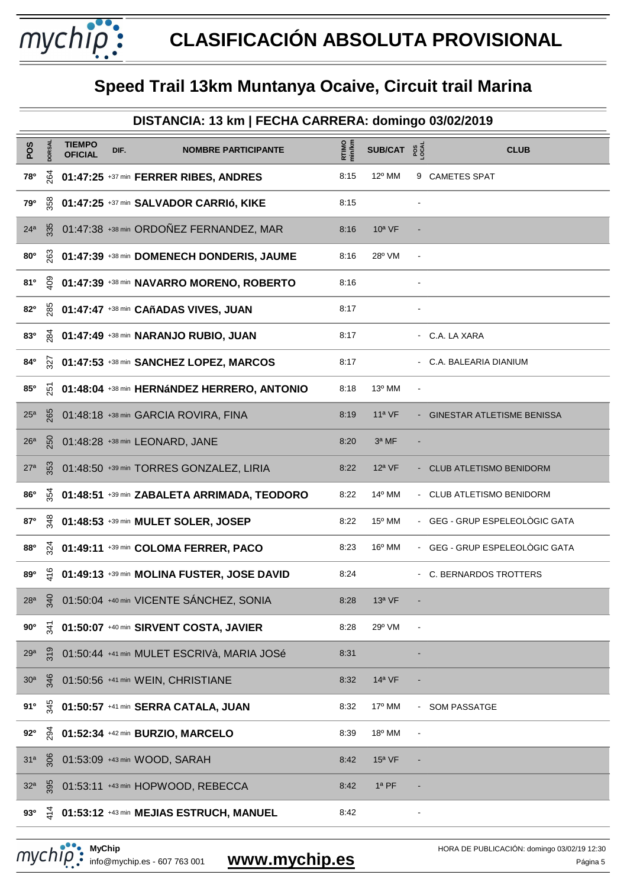# CLASIFICACIÓN ABSOLUTA PROVISIONAL

## Speed Trail 13km Muntanya Ocaive, Circuit trail Marina

### DISTANCIA: 13 km | FECHA CARRERA: domingo 03/02/2019

| POS | DORSAL | TIEMPO OFICIAL | DIF. | NOMBRE PARTICIPANTE | RTIMO min/km | SUB/CAT | POS LOCAL | CLUB |
|---|---|---|---|---|---|---|---|---|
| 78º | 264 | **01:47:25** | +37 min | **FERRER RIBES, ANDRES** | 8:15 | 12º MM | 9 | CAMETES SPAT |
| 79º | 358 | **01:47:25** | +37 min | **SALVADOR CARRIó, KIKE** | 8:15 | | - | |
| 24ª | 335 | 01:47:38 | +38 min | ORDOÑEZ FERNANDEZ, MAR | 8:16 | 10ª VF | - | |
| 80º | 263 | **01:47:39** | +38 min | **DOMENECH DONDERIS, JAUME** | 8:16 | 28º VM | - | |
| 81º | 409 | **01:47:39** | +38 min | **NAVARRO MORENO, ROBERTO** | 8:16 | | - | |
| 82º | 285 | **01:47:47** | +38 min | **CAñADAS VIVES, JUAN** | 8:17 | | - | |
| 83º | 284 | **01:47:49** | +38 min | **NARANJO RUBIO, JUAN** | 8:17 | | - | C.A. LA XARA |
| 84º | 327 | **01:47:53** | +38 min | **SANCHEZ LOPEZ, MARCOS** | 8:17 | | - | C.A. BALEARIA DIANIUM |
| 85º | 251 | **01:48:04** | +38 min | **HERNáNDEZ HERRERO, ANTONIO** | 8:18 | 13º MM | - | |
| 25ª | 265 | 01:48:18 | +38 min | GARCIA ROVIRA, FINA | 8:19 | 11ª VF | - | GINESTAR ATLETISME BENISSA |
| 26ª | 250 | 01:48:28 | +38 min | LEONARD, JANE | 8:20 | 3ª MF | - | |
| 27ª | 353 | 01:48:50 | +39 min | TORRES GONZALEZ, LIRIA | 8:22 | 12ª VF | - | CLUB ATLETISMO BENIDORM |
| 86º | 354 | **01:48:51** | +39 min | **ZABALETA ARRIMADA, TEODORO** | 8:22 | 14º MM | - | CLUB ATLETISMO BENIDORM |
| 87º | 348 | **01:48:53** | +39 min | **MULET SOLER, JOSEP** | 8:22 | 15º MM | - | GEG - GRUP ESPELEOLÒGIC GATA |
| 88º | 324 | **01:49:11** | +39 min | **COLOMA FERRER, PACO** | 8:23 | 16º MM | - | GEG - GRUP ESPELEOLÒGIC GATA |
| 89º | 416 | **01:49:13** | +39 min | **MOLINA FUSTER, JOSE DAVID** | 8:24 | | - | C. BERNARDOS TROTTERS |
| 28ª | 340 | 01:50:04 | +40 min | VICENTE SÁNCHEZ, SONIA | 8:28 | 13ª VF | - | |
| 90º | 341 | **01:50:07** | +40 min | **SIRVENT COSTA, JAVIER** | 8:28 | 29º VM | - | |
| 29ª | 319 | 01:50:44 | +41 min | MULET ESCRIVà, MARIA JOSé | 8:31 | | - | |
| 30ª | 346 | 01:50:56 | +41 min | WEIN, CHRISTIANE | 8:32 | 14ª VF | - | |
| 91º | 345 | **01:50:57** | +41 min | **SERRA CATALA, JUAN** | 8:32 | 17º MM | - | SOM PASSATGE |
| 92º | 294 | **01:52:34** | +42 min | **BURZIO, MARCELO** | 8:39 | 18º MM | - | |
| 31ª | 306 | 01:53:09 | +43 min | WOOD, SARAH | 8:42 | 15ª VF | - | |
| 32ª | 395 | 01:53:11 | +43 min | HOPWOOD, REBECCA | 8:42 | 1ª PF | - | |
| 93º | 414 | **01:53:12** | +43 min | **MEJIAS ESTRUCH, MANUEL** | 8:42 | | - | |

MyChip
info@mychip.es - 607 763 001
**www.mychip.es**

HORA DE PUBLICACIÓN: domingo 03/02/19 12:30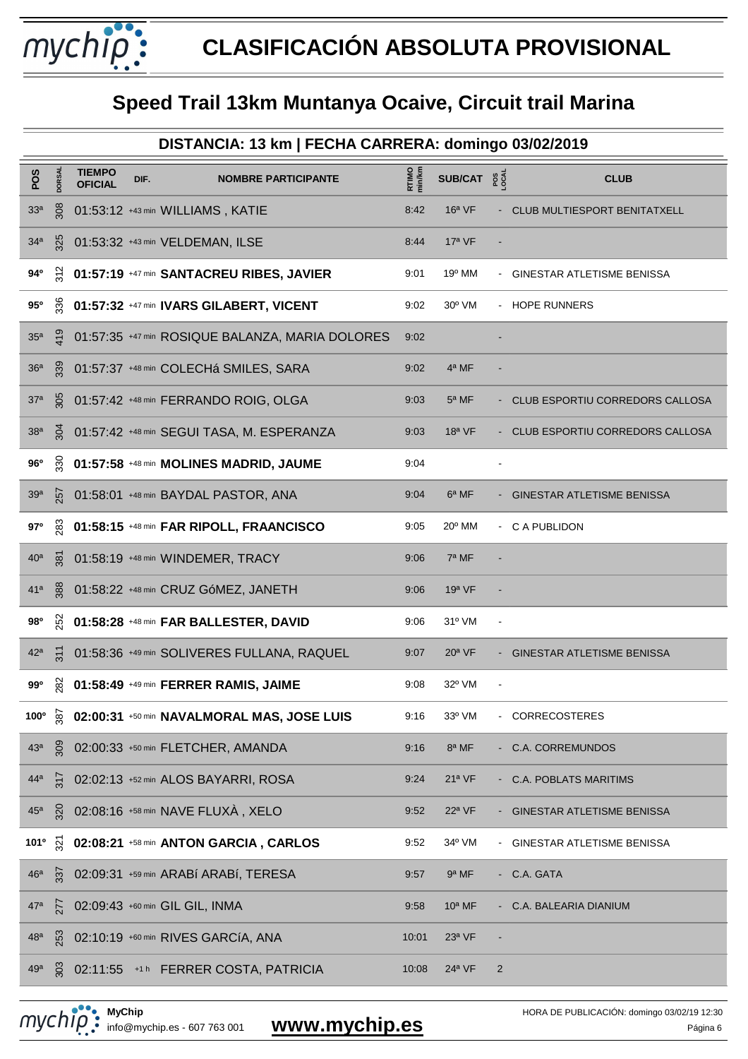# CLASIFICACIÓN ABSOLUTA PROVISIONAL

## Speed Trail 13km Muntanya Ocaive, Circuit trail Marina

### DISTANCIA: 13 km | FECHA CARRERA: domingo 03/02/2019

| POS | DORSAL | TIEMPO OFICIAL | DIF. | NOMBRE PARTICIPANTE | RTIMO min/km | SUB/CAT | POS LOCAL | CLUB |
|---|---|---|---|---|---|---|---|---|
| 33ª | 308 | 01:53:12 | +43 min | WILLIAMS , KATIE | 8:42 | 16ª VF | - | CLUB MULTIESPORT BENITATXELL |
| 34ª | 325 | 01:53:32 | +43 min | VELDEMAN, ILSE | 8:44 | 17ª VF | - | |
| **94º** | 312 | **01:57:19** | +47 min | **SANTACREU RIBES, JAVIER** | 9:01 | 19º MM | - | GINESTAR ATLETISME BENISSA |
| **95º** | 336 | **01:57:32** | +47 min | **IVARS GILABERT, VICENT** | 9:02 | 30º VM | - | HOPE RUNNERS |
| 35ª | 419 | 01:57:35 | +47 min | ROSIQUE BALANZA, MARIA DOLORES | 9:02 | | - | |
| 36ª | 339 | 01:57:37 | +48 min | COLECHá SMILES, SARA | 9:02 | 4ª MF | - | |
| 37ª | 305 | 01:57:42 | +48 min | FERRANDO ROIG, OLGA | 9:03 | 5ª MF | - | CLUB ESPORTIU CORREDORS CALLOSA |
| 38ª | 304 | 01:57:42 | +48 min | SEGUI TASA, M. ESPERANZA | 9:03 | 18ª VF | - | CLUB ESPORTIU CORREDORS CALLOSA |
| **96º** | 330 | **01:57:58** | +48 min | **MOLINES MADRID, JAUME** | 9:04 | | - | |
| 39ª | 257 | 01:58:01 | +48 min | BAYDAL PASTOR, ANA | 9:04 | 6ª MF | - | GINESTAR ATLETISME BENISSA |
| **97º** | 283 | **01:58:15** | +48 min | **FAR RIPOLL, FRAANCISCO** | 9:05 | 20º MM | - | C A PUBLIDON |
| 40ª | 381 | 01:58:19 | +48 min | WINDEMER, TRACY | 9:06 | 7ª MF | - | |
| 41ª | 388 | 01:58:22 | +48 min | CRUZ GóMEZ, JANETH | 9:06 | 19ª VF | - | |
| **98º** | 252 | **01:58:28** | +48 min | **FAR BALLESTER, DAVID** | 9:06 | 31º VM | - | |
| 42ª | 311 | 01:58:36 | +49 min | SOLIVERES FULLANA, RAQUEL | 9:07 | 20ª VF | - | GINESTAR ATLETISME BENISSA |
| **99º** | 282 | **01:58:49** | +49 min | **FERRER RAMIS, JAIME** | 9:08 | 32º VM | - | |
| **100º** | 387 | **02:00:31** | +50 min | **NAVALMORAL MAS, JOSE LUIS** | 9:16 | 33º VM | - | CORRECOSTERES |
| 43ª | 309 | 02:00:33 | +50 min | FLETCHER, AMANDA | 9:16 | 8ª MF | - | C.A. CORREMUNDOS |
| 44ª | 317 | 02:02:13 | +52 min | ALOS BAYARRI, ROSA | 9:24 | 21ª VF | - | C.A. POBLATS MARITIMS |
| 45ª | 320 | 02:08:16 | +58 min | NAVE FLUXÀ , XELO | 9:52 | 22ª VF | - | GINESTAR ATLETISME BENISSA |
| **101º** | 321 | **02:08:21** | +58 min | **ANTON GARCIA , CARLOS** | 9:52 | 34º VM | - | GINESTAR ATLETISME BENISSA |
| 46ª | 337 | 02:09:31 | +59 min | ARABí ARABí, TERESA | 9:57 | 9ª MF | - | C.A. GATA |
| 47ª | 277 | 02:09:43 | +60 min | GIL GIL, INMA | 9:58 | 10ª MF | - | C.A. BALEARIA DIANIUM |
| 48ª | 253 | 02:10:19 | +60 min | RIVES GARCíA, ANA | 10:01 | 23ª VF | - | |
| 49ª | 303 | 02:11:55 | +1 h | FERRER COSTA, PATRICIA | 10:08 | 24ª VF | 2 | |

MyChip
info@mychip.es - 607 763 001
**www.mychip.es**
HORA DE PUBLICACIÓN: domingo 03/02/19 12:30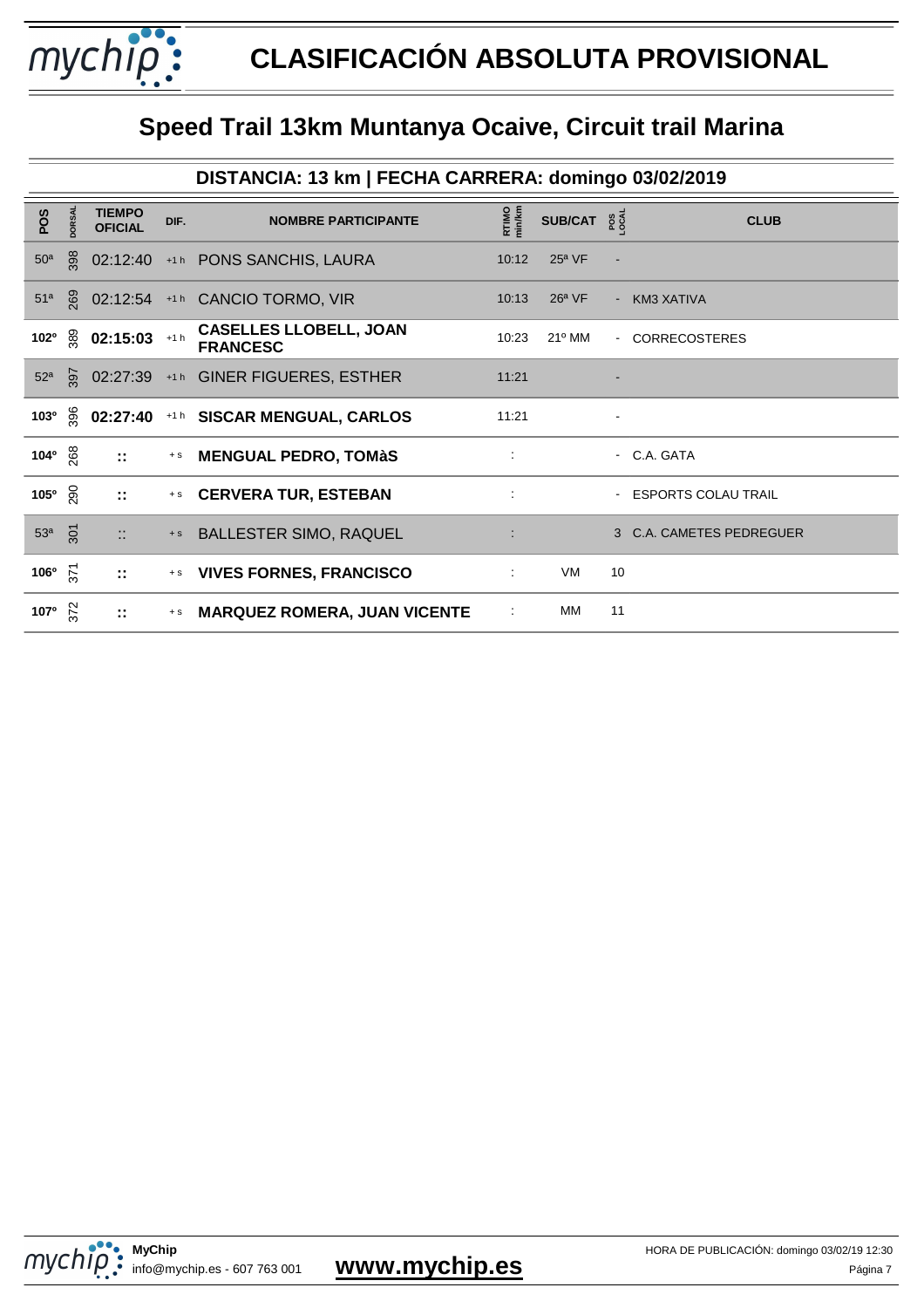# CLASIFICACIÓN ABSOLUTA PROVISIONAL

## Speed Trail 13km Muntanya Ocaive, Circuit trail Marina

### DISTANCIA: 13 km | FECHA CARRERA: domingo 03/02/2019

| POS | DORSAL | TIEMPO OFICIAL | DIF. | NOMBRE PARTICIPANTE | RTIMO min/km | SUB/CAT | POS LOCAL | CLUB |
|---|---|---|---|---|---|---|---|---|
| 50ª | 398 | 02:12:40 | +1 h | PONS SANCHIS, LAURA | 10:12 | 25ª VF | - | |
| 51ª | 269 | 02:12:54 | +1 h | CANCIO TORMO, VIR | 10:13 | 26ª VF | - | KM3 XATIVA |
| 102º | 389 | **02:15:03** | +1 h | **CASELLES LLOBELL, JOAN FRANCESC** | 10:23 | 21º MM | - | CORRECOSTERES |
| 52ª | 397 | 02:27:39 | +1 h | GINER FIGUERES, ESTHER | 11:21 | | - | |
| 103º | 396 | **02:27:40** | +1 h | **SISCAR MENGUAL, CARLOS** | 11:21 | | - | |
| 104º | 268 | **::** | + s | **MENGUAL PEDRO, TOMàS** | : | | - | C.A. GATA |
| 105º | 290 | **::** | + s | **CERVERA TUR, ESTEBAN** | : | | - | ESPORTS COLAU TRAIL |
| 53ª | 301 | :: | + s | BALLESTER SIMO, RAQUEL | : | | 3 | C.A. CAMETES PEDREGUER |
| 106º | 371 | **::** | + s | **VIVES FORNES, FRANCISCO** | : | VM | 10 | |
| 107º | 372 | **::** | + s | **MARQUEZ ROMERA, JUAN VICENTE** | : | MM | 11 | |

**MyChip**
info@mychip.es - 607 763 001

**www.mychip.es**

HORA DE PUBLICACIÓN: domingo 03/02/19 12:30